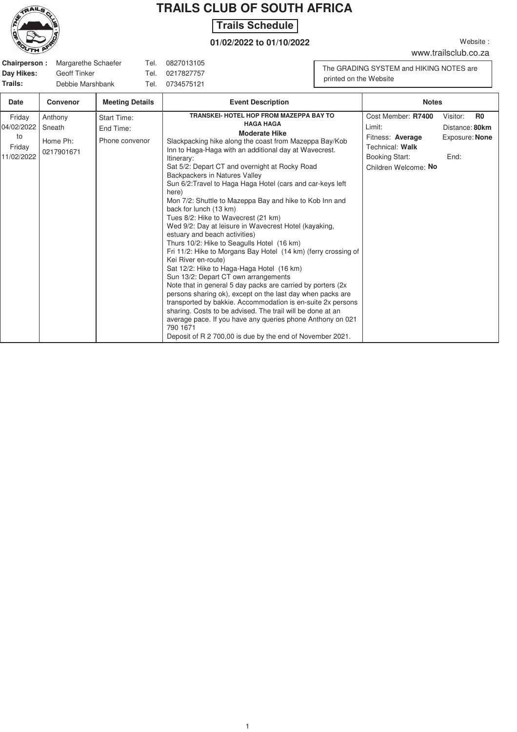# TRAILS CLUB OF SOUTH AFRICA

**Trails Schedule**

**01/02/2022 to 01/10/2022**

Website : www.trailsclub.co.za

**Chairperson :** Margarethe Schaefer Tel. 0827013105
**Day Hikes:** Geoff Tinker Tel. 0217827757
**Trails:** Debbie Marshbank Tel. 0734575121

The GRADING SYSTEM and HIKING NOTES are printed on the Website

| Date | Convenor | Meeting Details | Event Description | Notes |
|---|---|---|---|---|
| Friday 04/02/2022 to Friday 11/02/2022 | Anthony Sneath<br><br>Home Ph: 0217901671 | Start Time:<br>End Time:<br><br>Phone convenor | **TRANSKEI- HOTEL HOP FROM MAZEPPA BAY TO HAGA HAGA**<br>**Moderate Hike**<br>Slackpacking hike along the coast from Mazeppa Bay/Kob Inn to Haga-Haga with an additional day at Wavecrest.<br>Itinerary:<br>Sat 5/2: Depart CT and overnight at Rocky Road Backpackers in Natures Valley<br>Sun 6/2:Travel to Haga Haga Hotel (cars and car-keys left here)<br>Mon 7/2: Shuttle to Mazeppa Bay and hike to Kob Inn and back for lunch (13 km)<br>Tues 8/2: Hike to Wavecrest (21 km)<br>Wed 9/2: Day at leisure in Wavecrest Hotel (kayaking, estuary and beach activities)<br>Thurs 10/2: Hike to Seagulls Hotel (16 km)<br>Fri 11/2: Hike to Morgans Bay Hotel (14 km) (ferry crossing of Kei River en-route)<br>Sat 12/2: Hike to Haga-Haga Hotel (16 km)<br>Sun 13/2: Depart CT own arrangements<br>Note that in general 5 day packs are carried by porters (2x persons sharing ok), except on the last day when packs are transported by bakkie. Accommodation is en-suite 2x persons sharing. Costs to be advised. The trail will be done at an average pace. If you have any queries phone Anthony on 021 790 1671<br>Deposit of R 2 700,00 is due by the end of November 2021. | Cost Member: **R7400** Visitor: **R0**<br>Limit: Distance: **80km**<br>Fitness: **Average** Exposure: **None**<br>Technical: **Walk**<br>Booking Start: End:<br>Children Welcome: **No** |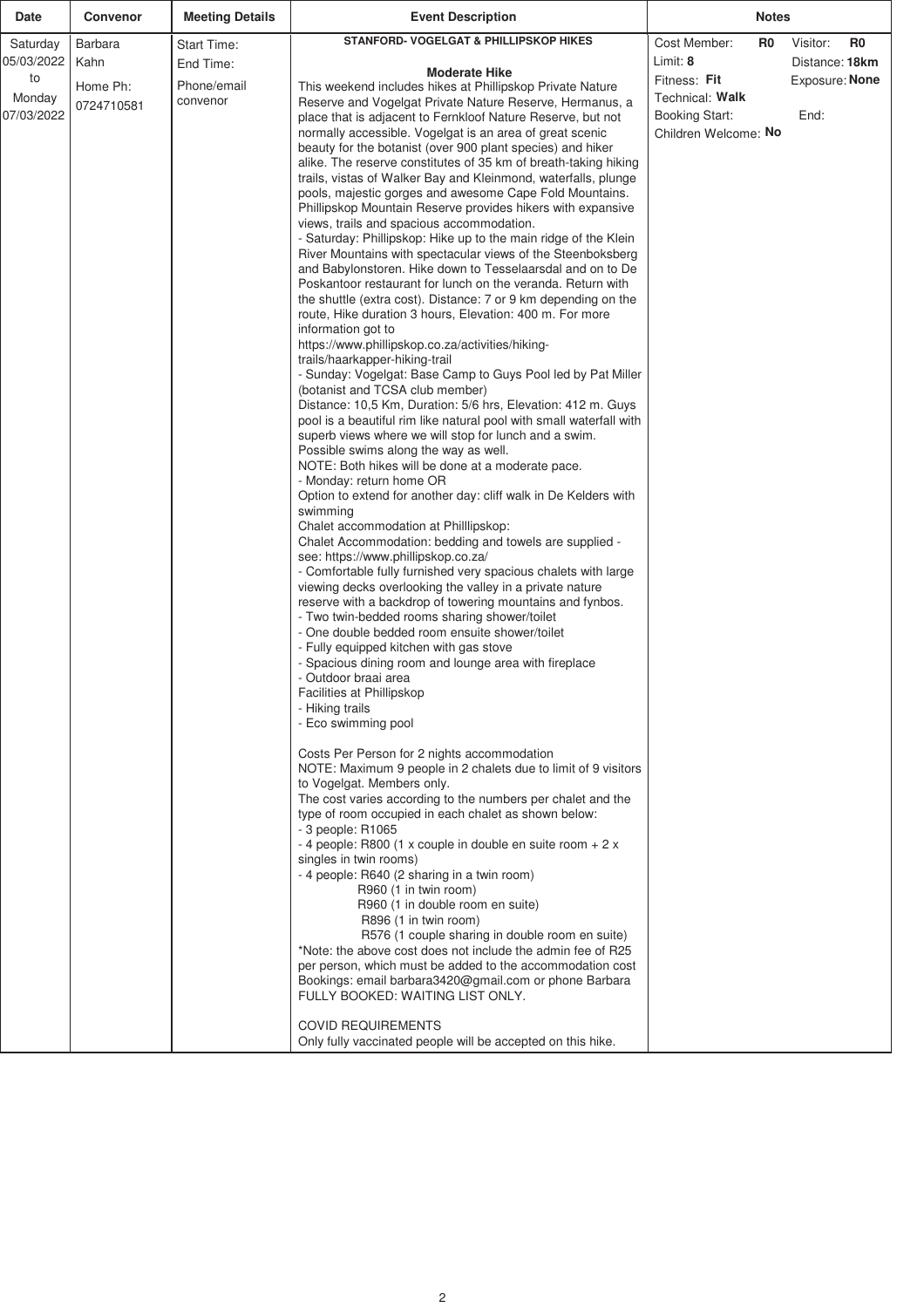| Date | Convenor | Meeting Details | Event Description | Notes |
|---|---|---|---|---|
| Saturday 05/03/2022 to Monday 07/03/2022 | Barbara Kahn<br><br>Home Ph: 0724710581 | Start Time:<br>End Time:<br>Phone/email convenor | **STANFORD- VOGELGAT & PHILLIPSKOP HIKES**<br><br>**Moderate Hike**<br>This weekend includes hikes at Phillipskop Private Nature Reserve and Vogelgat Private Nature Reserve, Hermanus, a place that is adjacent to Fernkloof Nature Reserve, but not normally accessible. Vogelgat is an area of great scenic beauty for the botanist (over 900 plant species) and hiker alike. The reserve constitutes of 35 km of breath-taking hiking trails, vistas of Walker Bay and Kleinmond, waterfalls, plunge pools, majestic gorges and awesome Cape Fold Mountains. Phillipskop Mountain Reserve provides hikers with expansive views, trails and spacious accommodation.<br>- Saturday: Phillipskop: Hike up to the main ridge of the Klein River Mountains with spectacular views of the Steenboksberg and Babylonstoren. Hike down to Tesselaarsdal and on to De Poskantoor restaurant for lunch on the veranda. Return with the shuttle (extra cost). Distance: 7 or 9 km depending on the route, Hike duration 3 hours, Elevation: 400 m. For more information got to https://www.phillipskop.co.za/activities/hiking-trails/haarkapper-hiking-trail<br>- Sunday: Vogelgat: Base Camp to Guys Pool led by Pat Miller (botanist and TCSA club member)<br>Distance: 10,5 Km, Duration: 5/6 hrs, Elevation: 412 m. Guys pool is a beautiful rim like natural pool with small waterfall with superb views where we will stop for lunch and a swim. Possible swims along the way as well.<br>NOTE: Both hikes will be done at a moderate pace.<br>- Monday: return home OR<br>Option to extend for another day: cliff walk in De Kelders with swimming<br>Chalet accommodation at Philllipskop:<br>Chalet Accommodation: bedding and towels are supplied - see: https://www.phillipskop.co.za/<br>- Comfortable fully furnished very spacious chalets with large viewing decks overlooking the valley in a private nature reserve with a backdrop of towering mountains and fynbos.<br>- Two twin-bedded rooms sharing shower/toilet<br>- One double bedded room ensuite shower/toilet<br>- Fully equipped kitchen with gas stove<br>- Spacious dining room and lounge area with fireplace<br>- Outdoor braai area<br>Facilities at Phillipskop<br>- Hiking trails<br>- Eco swimming pool<br><br>Costs Per Person for 2 nights accommodation<br>NOTE: Maximum 9 people in 2 chalets due to limit of 9 visitors to Vogelgat. Members only.<br>The cost varies according to the numbers per chalet and the type of room occupied in each chalet as shown below:<br>- 3 people: R1065<br>- 4 people: R800 (1 x couple in double en suite room + 2 x singles in twin rooms)<br>- 4 people: R640 (2 sharing in a twin room)<br>R960 (1 in twin room)<br>R960 (1 in double room en suite)<br>R896 (1 in twin room)<br>R576 (1 couple sharing in double room en suite)<br>*Note: the above cost does not include the admin fee of R25 per person, which must be added to the accommodation cost<br>Bookings: email barbara3420@gmail.com or phone Barbara<br>FULLY BOOKED: WAITING LIST ONLY.<br><br>COVID REQUIREMENTS<br>Only fully vaccinated people will be accepted on this hike. | Cost Member: **R0** Visitor: **R0**<br>Limit: **8** Distance: **18km**<br>Fitness: **Fit** Exposure: **None**<br>Technical: **Walk**<br>Booking Start: End:<br>Children Welcome: **No** |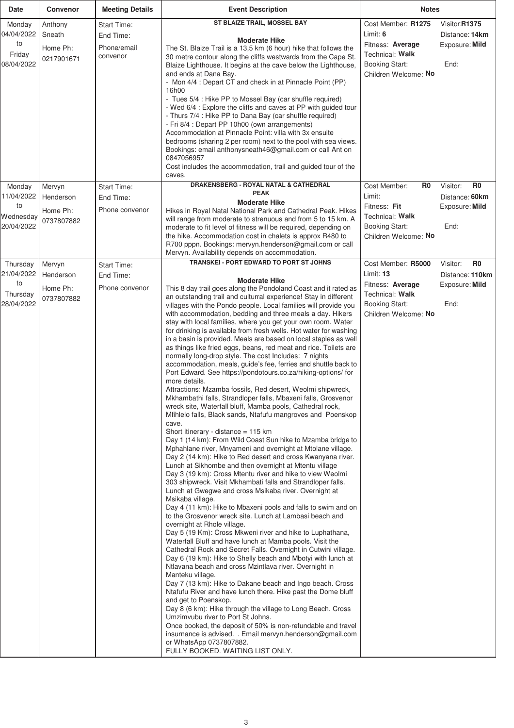| Date | Convenor | Meeting Details | Event Description | Notes |
|---|---|---|---|---|
| Monday 04/04/2022 to Friday 08/04/2022 | Anthony Sneath<br>Home Ph: 0217901671 | Start Time:<br>End Time:<br>Phone/email convenor | **ST BLAIZE TRAIL, MOSSEL BAY**<br>**Moderate Hike**<br>The St. Blaize Trail is a 13,5 km (6 hour) hike that follows the 30 metre contour along the cliffs westwards from the Cape St. Blaize Lighthouse. It begins at the cave below the Lighthouse, and ends at Dana Bay.<br>- Mon 4/4 : Depart CT and check in at Pinnacle Point (PP) 16h00<br>- Tues 5/4 : Hike PP to Mossel Bay (car shuffle required)<br>- Wed 6/4 : Explore the cliffs and caves at PP with guided tour<br>- Thurs 7/4 : Hike PP to Dana Bay (car shuffle required)<br>- Fri 8/4 : Depart PP 10h00 (own arrangements)<br>Accommodation at Pinnacle Point: villa with 3x ensuite bedrooms (sharing 2 per room) next to the pool with sea views. Bookings: email anthonysneath46@gmail.com or call Ant on 0847056957<br>Cost includes the accommodation, trail and guided tour of the caves. | Cost Member: **R1275** Visitor: **R1375**<br>Limit: **6** Distance: **14km**<br>Fitness: **Average** Exposure: **Mild**<br>Technical: **Walk**<br>Booking Start: End:<br>Children Welcome: **No** |
| Monday 11/04/2022 to Wednesday 20/04/2022 | Mervyn Henderson<br>Home Ph: 0737807882 | Start Time:<br>End Time:<br>Phone convenor | **DRAKENSBERG - ROYAL NATAL & CATHEDRAL PEAK**<br>**Moderate Hike**<br>Hikes in Royal Natal National Park and Cathedral Peak. Hikes will range from moderate to strenuous and from 5 to 15 km. A moderate to fit level of fitness will be required, depending on the hike. Accommodation cost in chalets is approx R480 to R700 pppn. Bookings: mervyn.henderson@gmail.com or call Mervyn. Availability depends on accommodation. | Cost Member: **R0** Visitor: **R0**<br>Limit: Distance: **60km**<br>Fitness: **Fit** Exposure: **Mild**<br>Technical: **Walk**<br>Booking Start: End:<br>Children Welcome: **No** |
| Thursday 21/04/2022 to Thursday 28/04/2022 | Mervyn Henderson<br>Home Ph: 0737807882 | Start Time:<br>End Time:<br>Phone convenor | **TRANSKEI - PORT EDWARD TO PORT ST JOHNS**<br>**Moderate Hike**<br>This 8 day trail goes along the Pondoland Coast and it rated as an outstanding trail and culturral experience! Stay in different villages with the Pondo people. Local families will provide you with accommodation, bedding and three meals a day. Hikers stay with local families, where you get your own room. Water for drinking is available from fresh wells. Hot water for washing in a basin is provided. Meals are based on local staples as well as things like fried eggs, beans, red meat and rice. Toilets are normally long-drop style. The cost Includes: 7 nights accommodation, meals, guide's fee, ferries and shuttle back to Port Edward. See https://pondotours.co.za/hiking-options/ for more details.<br>Attractions: Mzamba fossils, Red desert, Weolmi shipwreck, Mkhambathi falls, Strandloper falls, Mbaxeni falls, Grosvenor wreck site, Waterfall bluff, Mamba pools, Cathedral rock, Mfihlelo falls, Black sands, Ntafufu mangroves and Poenskop cave.<br>Short itinerary - distance = 115 km<br>Day 1 (14 km): From Wild Coast Sun hike to Mzamba bridge to Mphahlane river, Mnyameni and overnight at Mtolane village.<br>Day 2 (14 km): Hike to Red desert and cross Kwanyana river. Lunch at Sikhombe and then overnight at Mtentu village<br>Day 3 (19 km): Cross Mtentu river and hike to view Weolmi 303 shipwreck. Visit Mkhambati falls and Strandloper falls. Lunch at Gwegwe and cross Msikaba river. Overnight at Msikaba village.<br>Day 4 (11 km): Hike to Mbaxeni pools and falls to swim and on to the Grosvenor wreck site. Lunch at Lambasi beach and overnight at Rhole village.<br>Day 5 (19 Km): Cross Mkweni river and hike to Luphathana, Waterfall Bluff and have lunch at Mamba pools. Visit the Cathedral Rock and Secret Falls. Overnight in Cutwini village.<br>Day 6 (19 km): Hike to Shelly beach and Mbotyi with lunch at Ntlavana beach and cross Mzintlava river. Overnight in Manteku village.<br>Day 7 (13 km): Hike to Dakane beach and Ingo beach. Cross Ntafufu River and have lunch there. Hike past the Dome bluff and get to Poenskop.<br>Day 8 (6 km): Hike through the village to Long Beach. Cross Umzimvubu river to Port St Johns.<br>Once booked, the deposit of 50% is non-refundable and travel insurnance is advised. . Email mervyn.henderson@gmail.com or WhatsApp 0737807882.<br>FULLY BOOKED. WAITING LIST ONLY. | Cost Member: **R5000** Visitor: **R0**<br>Limit: **13** Distance: **110km**<br>Fitness: **Average** Exposure: **Mild**<br>Technical: **Walk**<br>Booking Start: End:<br>Children Welcome: **No** |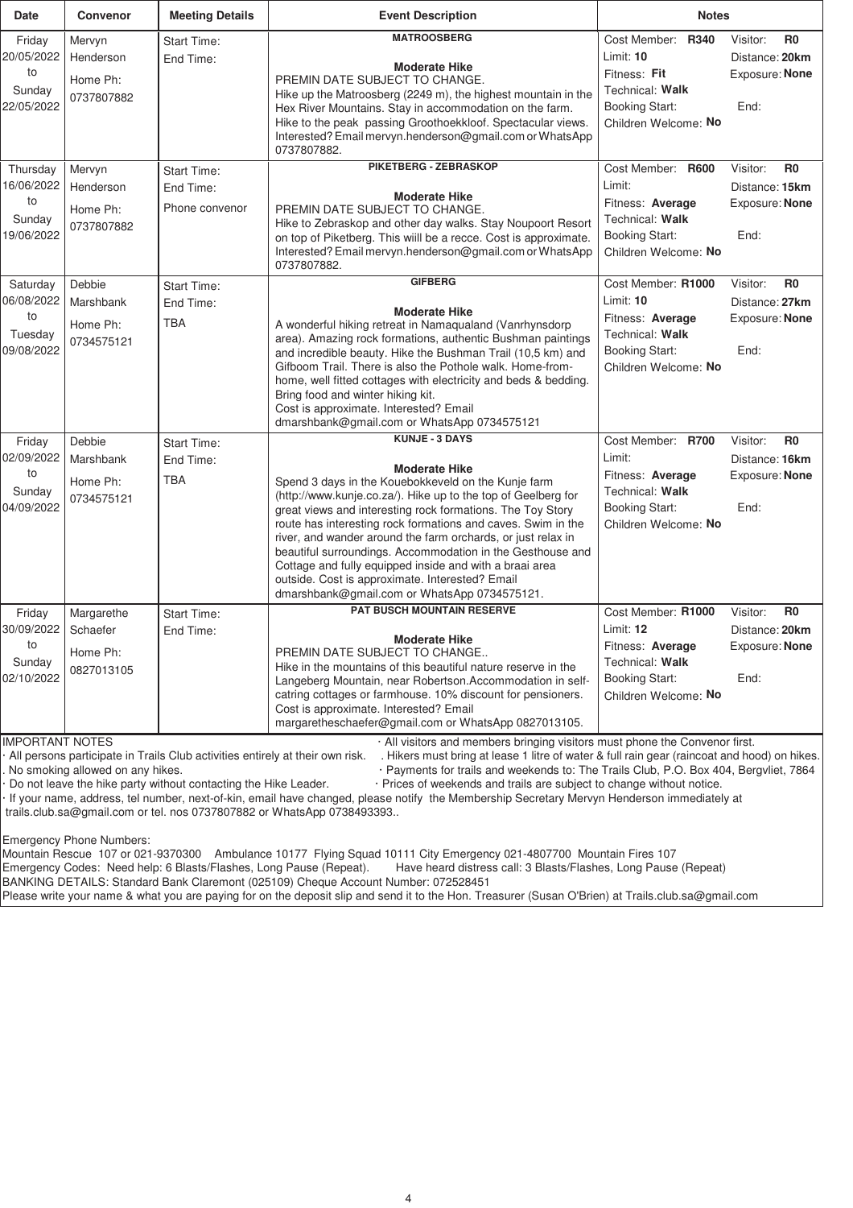| Date | Convenor | Meeting Details | Event Description | Notes |
|---|---|---|---|---|
| Friday 20/05/2022 to Sunday 22/05/2022 | Mervyn Henderson Home Ph: 0737807882 | Start Time: End Time: | **MATROOSBERG** **Moderate Hike** PREMIN DATE SUBJECT TO CHANGE. Hike up the Matroosberg (2249 m), the highest mountain in the Hex River Mountains. Stay in accommodation on the farm. Hike to the peak passing Groothoekkloof. Spectacular views. Interested? Email mervyn.henderson@gmail.com or WhatsApp 0737807882. | Cost Member: **R340** Visitor: **R0** Limit: **10** Distance: **20km** Fitness: **Fit** Exposure: **None** Technical: **Walk** Booking Start: End: Children Welcome: **No** |
| Thursday 16/06/2022 to Sunday 19/06/2022 | Mervyn Henderson Home Ph: 0737807882 | Start Time: End Time: Phone convenor | **PIKETBERG - ZEBRASKOP** **Moderate Hike** PREMIN DATE SUBJECT TO CHANGE. Hike to Zebraskop and other day walks. Stay Noupoort Resort on top of Piketberg. This wiill be a recce. Cost is approximate. Interested? Email mervyn.henderson@gmail.com or WhatsApp 0737807882. | Cost Member: **R600** Visitor: **R0** Limit: Distance: **15km** Fitness: **Average** Exposure: **None** Technical: **Walk** Booking Start: End: Children Welcome: **No** |
| Saturday 06/08/2022 to Tuesday 09/08/2022 | Debbie Marshbank Home Ph: 0734575121 | Start Time: End Time: TBA | **GIFBERG** **Moderate Hike** A wonderful hiking retreat in Namaqualand (Vanrhynsdorp area). Amazing rock formations, authentic Bushman paintings and incredible beauty. Hike the Bushman Trail (10,5 km) and Gifboom Trail. There is also the Pothole walk. Home-from-home, well fitted cottages with electricity and beds & bedding. Bring food and winter hiking kit. Cost is approximate. Interested? Email dmarshbank@gmail.com or WhatsApp 0734575121 | Cost Member: **R1000** Visitor: **R0** Limit: **10** Distance: **27km** Fitness: **Average** Exposure: **None** Technical: **Walk** Booking Start: End: Children Welcome: **No** |
| Friday 02/09/2022 to Sunday 04/09/2022 | Debbie Marshbank Home Ph: 0734575121 | Start Time: End Time: TBA | **KUNJE - 3 DAYS** **Moderate Hike** Spend 3 days in the Kouebokkeveld on the Kunje farm (http://www.kunje.co.za/). Hike up to the top of Geelberg for great views and interesting rock formations. The Toy Story route has interesting rock formations and caves. Swim in the river, and wander around the farm orchards, or just relax in beautiful surroundings. Accommodation in the Gesthouse and Cottage and fully equipped inside and with a braai area outside. Cost is approximate. Interested? Email dmarshbank@gmail.com or WhatsApp 0734575121. | Cost Member: **R700** Visitor: **R0** Limit: Distance: **16km** Fitness: **Average** Exposure: **None** Technical: **Walk** Booking Start: End: Children Welcome: **No** |
| Friday 30/09/2022 to Sunday 02/10/2022 | Margarethe Schaefer Home Ph: 0827013105 | Start Time: End Time: | **PAT BUSCH MOUNTAIN RESERVE** **Moderate Hike** PREMIN DATE SUBJECT TO CHANGE.. Hike in the mountains of this beautiful nature reserve in the Langeberg Mountain, near Robertson.Accommodation in self-catring cottages or farmhouse. 10% discount for pensioners. Cost is approximate. Interested? Email margaretheschaefer@gmail.com or WhatsApp 0827013105. | Cost Member: **R1000** Visitor: **R0** Limit: **12** Distance: **20km** Fitness: **Average** Exposure: **None** Technical: **Walk** Booking Start: End: Children Welcome: **No** |

IMPORTANT NOTES

· All persons participate in Trails Club activities entirely at their own risk.
. No smoking allowed on any hikes.
· Do not leave the hike party without contacting the Hike Leader.
· If your name, address, tel number, next-of-kin, email have changed, please notify the Membership Secretary Mervyn Henderson immediately at trails.club.sa@gmail.com or tel. nos 0737807882 or WhatsApp 0738493393..
· All visitors and members bringing visitors must phone the Convenor first.
. Hikers must bring at lease 1 litre of water & full rain gear (raincoat and hood) on hikes.
· Payments for trails and weekends to: The Trails Club, P.O. Box 404, Bergvliet, 7864
· Prices of weekends and trails are subject to change without notice.

Emergency Phone Numbers:
Mountain Rescue 107 or 021-9370300 Ambulance 10177 Flying Squad 10111 City Emergency 021-4807700 Mountain Fires 107
Emergency Codes: Need help: 6 Blasts/Flashes, Long Pause (Repeat). Have heard distress call: 3 Blasts/Flashes, Long Pause (Repeat)
BANKING DETAILS: Standard Bank Claremont (025109) Cheque Account Number: 072528451
Please write your name & what you are paying for on the deposit slip and send it to the Hon. Treasurer (Susan O'Brien) at Trails.club.sa@gmail.com